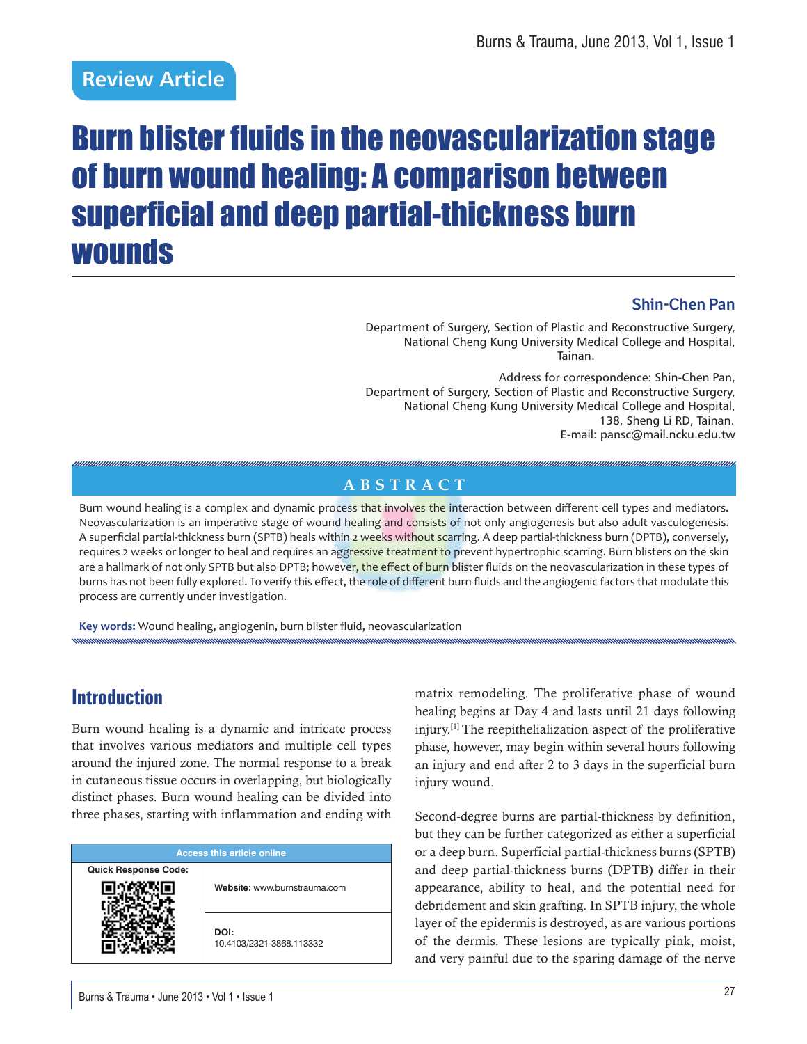Review Article

# Burn blister fluids in the neovascularization stage of burn wound healing: A comparison between superficial and deep partial-thickness burn wounds

**Shin-Chen Pan**

Department of Surgery, Section of Plastic and Reconstructive Surgery, National Cheng Kung University Medical College and Hospital, Tainan.

Address for correspondence: Shin-Chen Pan, Department of Surgery, Section of Plastic and Reconstructive Surgery, National Cheng Kung University Medical College and Hospital, 138, Sheng Li RD, Tainan. E-mail: pansc@mail.ncku.edu.tw

## ABSTRACT

Burn wound healing is a complex and dynamic process that involves the interaction between different cell types and mediators. Neovascularization is an imperative stage of wound healing and consists of not only angiogenesis but also adult vasculogenesis. A superficial partial-thickness burn (SPTB) heals within 2 weeks without scarring. A deep partial-thickness burn (DPTB), conversely, requires 2 weeks or longer to heal and requires an aggressive treatment to prevent hypertrophic scarring. Burn blisters on the skin are a hallmark of not only SPTB but also DPTB; however, the effect of burn blister fluids on the neovascularization in these types of burns has not been fully explored. To verify this effect, the role of different burn fluids and the angiogenic factors that modulate this process are currently under investigation.

**Key words:** Wound healing, angiogenin, burn blister fluid, neovascularization

## Introduction

Burn wound healing is a dynamic and intricate process that involves various mediators and multiple cell types around the injured zone. The normal response to a break in cutaneous tissue occurs in overlapping, but biologically distinct phases. Burn wound healing can be divided into three phases, starting with inflammation and ending with matrix remodeling. The proliferative phase of wound healing begins at Day 4 and lasts until 21 days following injury.[1] The reepithelialization aspect of the proliferative phase, however, may begin within several hours following an injury and end after 2 to 3 days in the superficial burn injury wound.

| Access this article online | |
|---|---|
| Quick Response Code: | Website: www.burnstrauma.com |
| | DOI: 10.4103/2321-3868.113332 |

Second-degree burns are partial-thickness by definition, but they can be further categorized as either a superficial or a deep burn. Superficial partial-thickness burns (SPTB) and deep partial-thickness burns (DPTB) differ in their appearance, ability to heal, and the potential need for debridement and skin grafting. In SPTB injury, the whole layer of the epidermis is destroyed, as are various portions of the dermis. These lesions are typically pink, moist, and very painful due to the sparing damage of the nerve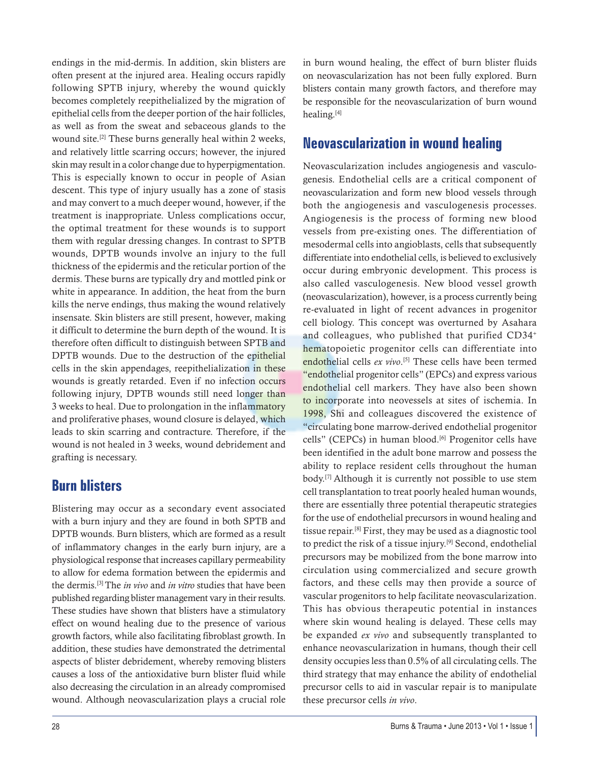endings in the mid-dermis. In addition, skin blisters are often present at the injured area. Healing occurs rapidly following SPTB injury, whereby the wound quickly becomes completely reepithelialized by the migration of epithelial cells from the deeper portion of the hair follicles, as well as from the sweat and sebaceous glands to the wound site.[2] These burns generally heal within 2 weeks, and relatively little scarring occurs; however, the injured skin may result in a color change due to hyperpigmentation. This is especially known to occur in people of Asian descent. This type of injury usually has a zone of stasis and may convert to a much deeper wound, however, if the treatment is inappropriate. Unless complications occur, the optimal treatment for these wounds is to support them with regular dressing changes. In contrast to SPTB wounds, DPTB wounds involve an injury to the full thickness of the epidermis and the reticular portion of the dermis. These burns are typically dry and mottled pink or white in appearance. In addition, the heat from the burn kills the nerve endings, thus making the wound relatively insensate. Skin blisters are still present, however, making it difficult to determine the burn depth of the wound. It is therefore often difficult to distinguish between SPTB and DPTB wounds. Due to the destruction of the epithelial cells in the skin appendages, reepithelialization in these wounds is greatly retarded. Even if no infection occurs following injury, DPTB wounds still need longer than 3 weeks to heal. Due to prolongation in the inflammatory and proliferative phases, wound closure is delayed, which leads to skin scarring and contracture. Therefore, if the wound is not healed in 3 weeks, wound debridement and grafting is necessary.

## Burn blisters

Blistering may occur as a secondary event associated with a burn injury and they are found in both SPTB and DPTB wounds. Burn blisters, which are formed as a result of inflammatory changes in the early burn injury, are a physiological response that increases capillary permeability to allow for edema formation between the epidermis and the dermis.[3] The *in vivo* and *in vitro* studies that have been published regarding blister management vary in their results. These studies have shown that blisters have a stimulatory effect on wound healing due to the presence of various growth factors, while also facilitating fibroblast growth. In addition, these studies have demonstrated the detrimental aspects of blister debridement, whereby removing blisters causes a loss of the antioxidative burn blister fluid while also decreasing the circulation in an already compromised wound. Although neovascularization plays a crucial role in burn wound healing, the effect of burn blister fluids on neovascularization has not been fully explored. Burn blisters contain many growth factors, and therefore may be responsible for the neovascularization of burn wound healing.[4]

## Neovascularization in wound healing

Neovascularization includes angiogenesis and vasculogenesis. Endothelial cells are a critical component of neovascularization and form new blood vessels through both the angiogenesis and vasculogenesis processes. Angiogenesis is the process of forming new blood vessels from pre-existing ones. The differentiation of mesodermal cells into angioblasts, cells that subsequently differentiate into endothelial cells, is believed to exclusively occur during embryonic development. This process is also called vasculogenesis. New blood vessel growth (neovascularization), however, is a process currently being re-evaluated in light of recent advances in progenitor cell biology. This concept was overturned by Asahara and colleagues, who published that purified $CD34^+$ hematopoietic progenitor cells can differentiate into endothelial cells *ex vivo*.[5] These cells have been termed "endothelial progenitor cells" (EPCs) and express various endothelial cell markers. They have also been shown to incorporate into neovessels at sites of ischemia. In 1998, Shi and colleagues discovered the existence of "circulating bone marrow-derived endothelial progenitor cells" (CEPCs) in human blood.[6] Progenitor cells have been identified in the adult bone marrow and possess the ability to replace resident cells throughout the human body.[7] Although it is currently not possible to use stem cell transplantation to treat poorly healed human wounds, there are essentially three potential therapeutic strategies for the use of endothelial precursors in wound healing and tissue repair.[8] First, they may be used as a diagnostic tool to predict the risk of a tissue injury.[9] Second, endothelial precursors may be mobilized from the bone marrow into circulation using commercialized and secure growth factors, and these cells may then provide a source of vascular progenitors to help facilitate neovascularization. This has obvious therapeutic potential in instances where skin wound healing is delayed. These cells may be expanded *ex vivo* and subsequently transplanted to enhance neovascularization in humans, though their cell density occupies less than 0.5% of all circulating cells. The third strategy that may enhance the ability of endothelial precursor cells to aid in vascular repair is to manipulate these precursor cells *in vivo*.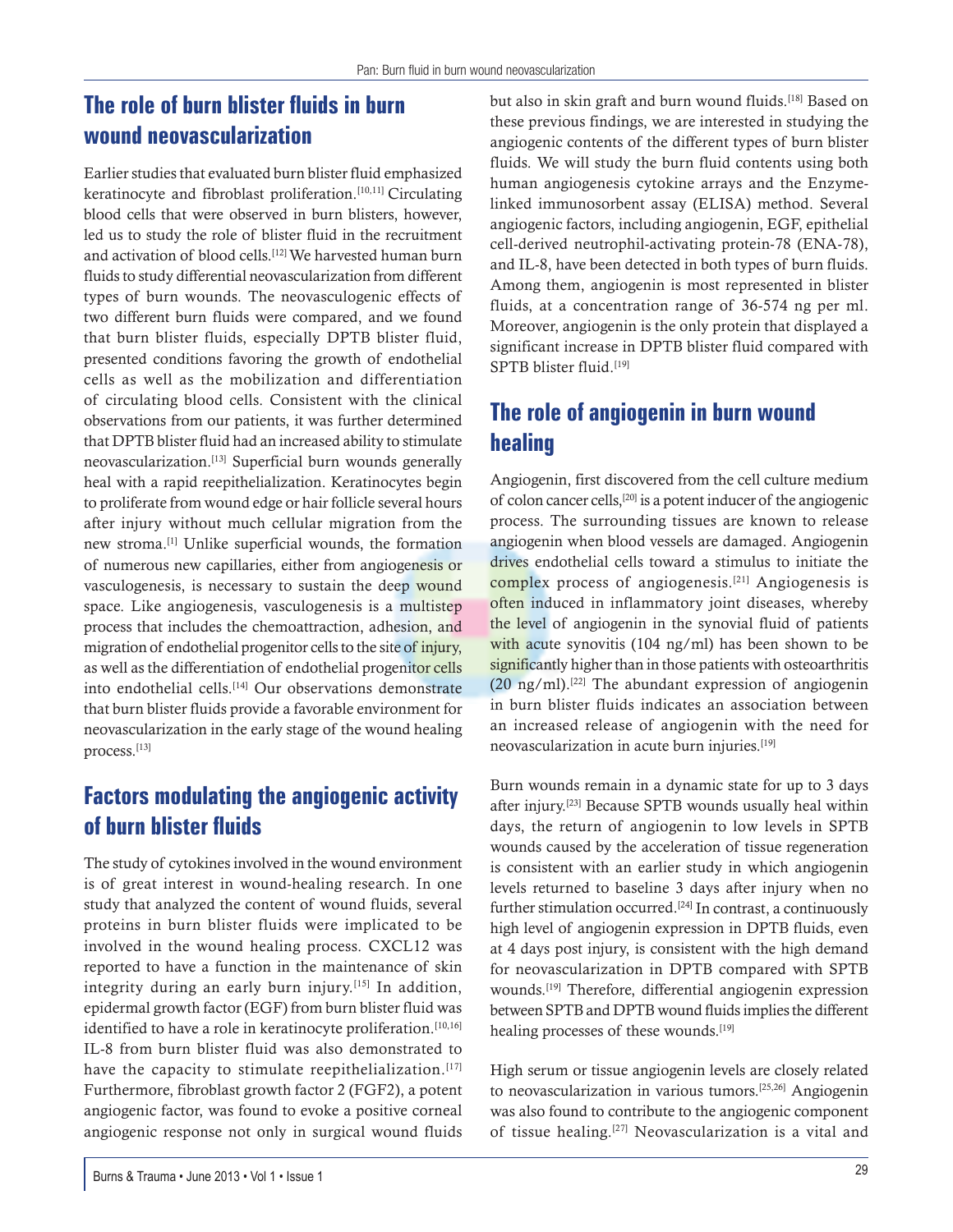## The role of burn blister fluids in burn wound neovascularization

Earlier studies that evaluated burn blister fluid emphasized keratinocyte and fibroblast proliferation.[10,11] Circulating blood cells that were observed in burn blisters, however, led us to study the role of blister fluid in the recruitment and activation of blood cells.[12] We harvested human burn fluids to study differential neovascularization from different types of burn wounds. The neovasculogenic effects of two different burn fluids were compared, and we found that burn blister fluids, especially DPTB blister fluid, presented conditions favoring the growth of endothelial cells as well as the mobilization and differentiation of circulating blood cells. Consistent with the clinical observations from our patients, it was further determined that DPTB blister fluid had an increased ability to stimulate neovascularization.[13] Superficial burn wounds generally heal with a rapid reepithelialization. Keratinocytes begin to proliferate from wound edge or hair follicle several hours after injury without much cellular migration from the new stroma.[1] Unlike superficial wounds, the formation of numerous new capillaries, either from angiogenesis or vasculogenesis, is necessary to sustain the deep wound space. Like angiogenesis, vasculogenesis is a multistep process that includes the chemoattraction, adhesion, and migration of endothelial progenitor cells to the site of injury, as well as the differentiation of endothelial progenitor cells into endothelial cells.[14] Our observations demonstrate that burn blister fluids provide a favorable environment for neovascularization in the early stage of the wound healing process.[13]

## Factors modulating the angiogenic activity of burn blister fluids

The study of cytokines involved in the wound environment is of great interest in wound-healing research. In one study that analyzed the content of wound fluids, several proteins in burn blister fluids were implicated to be involved in the wound healing process. CXCL12 was reported to have a function in the maintenance of skin integrity during an early burn injury.[15] In addition, epidermal growth factor (EGF) from burn blister fluid was identified to have a role in keratinocyte proliferation.[10,16] IL-8 from burn blister fluid was also demonstrated to have the capacity to stimulate reepithelialization.[17] Furthermore, fibroblast growth factor 2 (FGF2), a potent angiogenic factor, was found to evoke a positive corneal angiogenic response not only in surgical wound fluids but also in skin graft and burn wound fluids.[18] Based on these previous findings, we are interested in studying the angiogenic contents of the different types of burn blister fluids. We will study the burn fluid contents using both human angiogenesis cytokine arrays and the Enzyme-linked immunosorbent assay (ELISA) method. Several angiogenic factors, including angiogenin, EGF, epithelial cell-derived neutrophil-activating protein-78 (ENA-78), and IL-8, have been detected in both types of burn fluids. Among them, angiogenin is most represented in blister fluids, at a concentration range of 36-574 ng per ml. Moreover, angiogenin is the only protein that displayed a significant increase in DPTB blister fluid compared with SPTB blister fluid.[19]

## The role of angiogenin in burn wound healing

Angiogenin, first discovered from the cell culture medium of colon cancer cells,[20] is a potent inducer of the angiogenic process. The surrounding tissues are known to release angiogenin when blood vessels are damaged. Angiogenin drives endothelial cells toward a stimulus to initiate the complex process of angiogenesis.[21] Angiogenesis is often induced in inflammatory joint diseases, whereby the level of angiogenin in the synovial fluid of patients with acute synovitis (104 ng/ml) has been shown to be significantly higher than in those patients with osteoarthritis (20 ng/ml).[22] The abundant expression of angiogenin in burn blister fluids indicates an association between an increased release of angiogenin with the need for neovascularization in acute burn injuries.[19]

Burn wounds remain in a dynamic state for up to 3 days after injury.[23] Because SPTB wounds usually heal within days, the return of angiogenin to low levels in SPTB wounds caused by the acceleration of tissue regeneration is consistent with an earlier study in which angiogenin levels returned to baseline 3 days after injury when no further stimulation occurred.[24] In contrast, a continuously high level of angiogenin expression in DPTB fluids, even at 4 days post injury, is consistent with the high demand for neovascularization in DPTB compared with SPTB wounds.[19] Therefore, differential angiogenin expression between SPTB and DPTB wound fluids implies the different healing processes of these wounds.[19]

High serum or tissue angiogenin levels are closely related to neovascularization in various tumors.[25,26] Angiogenin was also found to contribute to the angiogenic component of tissue healing.[27] Neovascularization is a vital and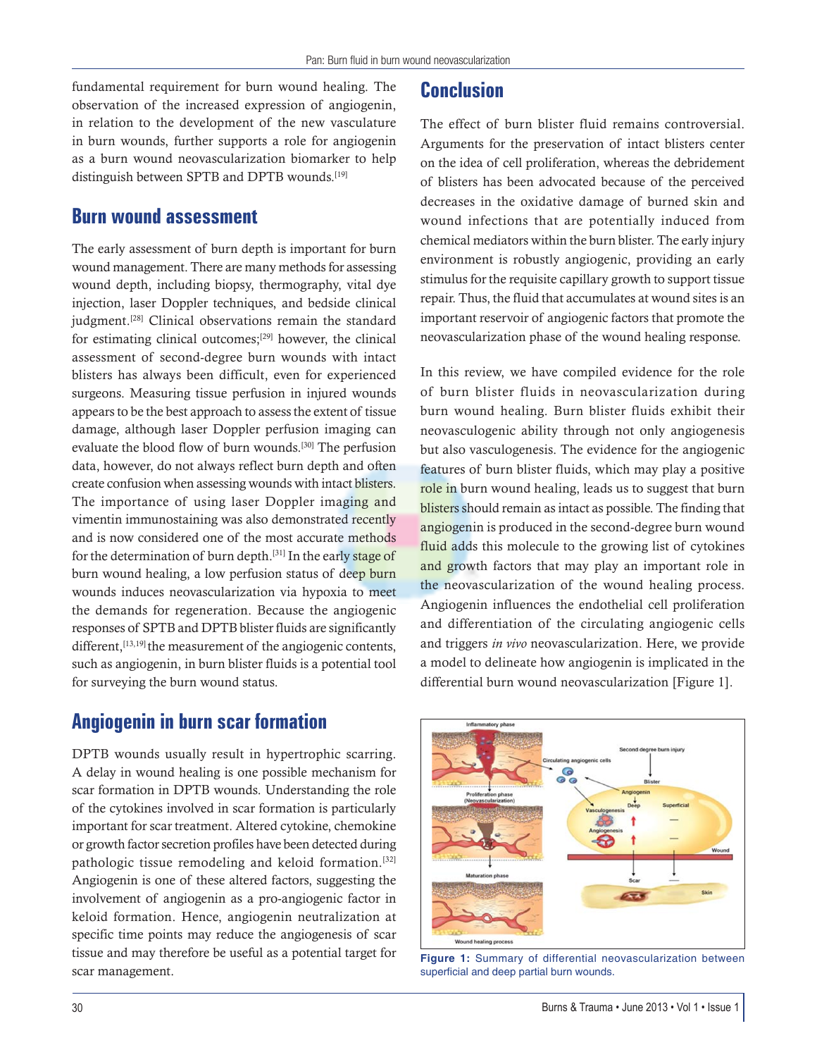fundamental requirement for burn wound healing. The observation of the increased expression of angiogenin, in relation to the development of the new vasculature in burn wounds, further supports a role for angiogenin as a burn wound neovascularization biomarker to help distinguish between SPTB and DPTB wounds.[19]

## Burn wound assessment

The early assessment of burn depth is important for burn wound management. There are many methods for assessing wound depth, including biopsy, thermography, vital dye injection, laser Doppler techniques, and bedside clinical judgment.[28] Clinical observations remain the standard for estimating clinical outcomes;[29] however, the clinical assessment of second-degree burn wounds with intact blisters has always been difficult, even for experienced surgeons. Measuring tissue perfusion in injured wounds appears to be the best approach to assess the extent of tissue damage, although laser Doppler perfusion imaging can evaluate the blood flow of burn wounds.[30] The perfusion data, however, do not always reflect burn depth and often create confusion when assessing wounds with intact blisters. The importance of using laser Doppler imaging and vimentin immunostaining was also demonstrated recently and is now considered one of the most accurate methods for the determination of burn depth.[31] In the early stage of burn wound healing, a low perfusion status of deep burn wounds induces neovascularization via hypoxia to meet the demands for regeneration. Because the angiogenic responses of SPTB and DPTB blister fluids are significantly different,[13,19] the measurement of the angiogenic contents, such as angiogenin, in burn blister fluids is a potential tool for surveying the burn wound status.

## Angiogenin in burn scar formation

DPTB wounds usually result in hypertrophic scarring. A delay in wound healing is one possible mechanism for scar formation in DPTB wounds. Understanding the role of the cytokines involved in scar formation is particularly important for scar treatment. Altered cytokine, chemokine or growth factor secretion profiles have been detected during pathologic tissue remodeling and keloid formation.[32] Angiogenin is one of these altered factors, suggesting the involvement of angiogenin as a pro-angiogenic factor in keloid formation. Hence, angiogenin neutralization at specific time points may reduce the angiogenesis of scar tissue and may therefore be useful as a potential target for scar management.

## Conclusion

The effect of burn blister fluid remains controversial. Arguments for the preservation of intact blisters center on the idea of cell proliferation, whereas the debridement of blisters has been advocated because of the perceived decreases in the oxidative damage of burned skin and wound infections that are potentially induced from chemical mediators within the burn blister. The early injury environment is robustly angiogenic, providing an early stimulus for the requisite capillary growth to support tissue repair. Thus, the fluid that accumulates at wound sites is an important reservoir of angiogenic factors that promote the neovascularization phase of the wound healing response.

In this review, we have compiled evidence for the role of burn blister fluids in neovascularization during burn wound healing. Burn blister fluids exhibit their neovasculogenic ability through not only angiogenesis but also vasculogenesis. The evidence for the angiogenic features of burn blister fluids, which may play a positive role in burn wound healing, leads us to suggest that burn blisters should remain as intact as possible. The finding that angiogenin is produced in the second-degree burn wound fluid adds this molecule to the growing list of cytokines and growth factors that may play an important role in the neovascularization of the wound healing process. Angiogenin influences the endothelial cell proliferation and differentiation of the circulating angiogenic cells and triggers *in vivo* neovascularization. Here, we provide a model to delineate how angiogenin is implicated in the differential burn wound neovascularization [Figure 1].

Inflammatory phase
Circulating angiogenic cells
Second degree burn injury
Blister
Proliferation phase (Neovascularization)
Angiogenin
Deep
Superficial
Vasculogenesis
Angiogenesis
Wound
Maturation phase
Scar
Skin
Wound healing process

**Figure 1:** Summary of differential neovascularization between superficial and deep partial burn wounds.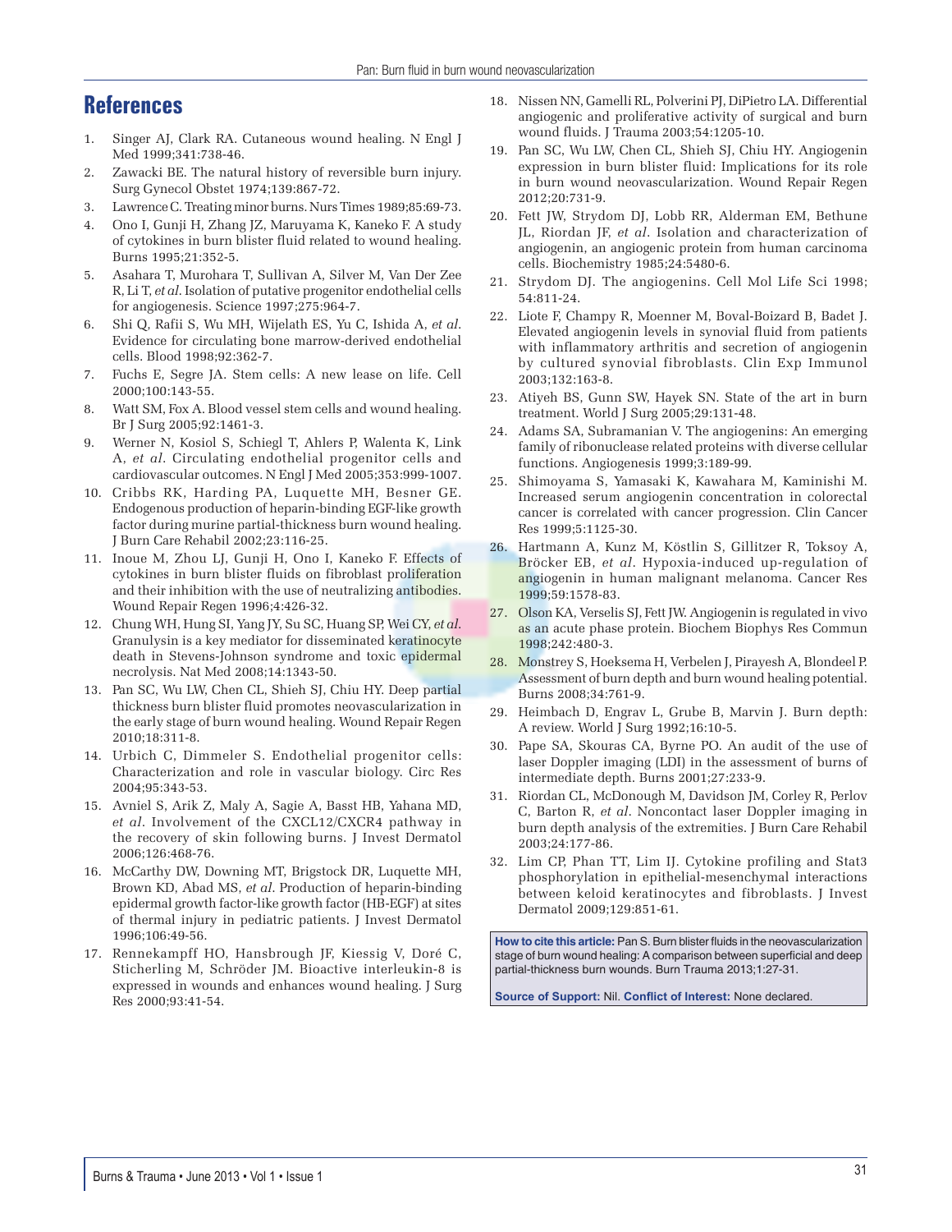## References

1. Singer AJ, Clark RA. Cutaneous wound healing. N Engl J Med 1999;341:738-46.
2. Zawacki BE. The natural history of reversible burn injury. Surg Gynecol Obstet 1974;139:867-72.
3. Lawrence C. Treating minor burns. Nurs Times 1989;85:69-73.
4. Ono I, Gunji H, Zhang JZ, Maruyama K, Kaneko F. A study of cytokines in burn blister fluid related to wound healing. Burns 1995;21:352-5.
5. Asahara T, Murohara T, Sullivan A, Silver M, Van Der Zee R, Li T, *et al*. Isolation of putative progenitor endothelial cells for angiogenesis. Science 1997;275:964-7.
6. Shi Q, Rafii S, Wu MH, Wijelath ES, Yu C, Ishida A, *et al*. Evidence for circulating bone marrow-derived endothelial cells. Blood 1998;92:362-7.
7. Fuchs E, Segre JA. Stem cells: A new lease on life. Cell 2000;100:143-55.
8. Watt SM, Fox A. Blood vessel stem cells and wound healing. Br J Surg 2005;92:1461-3.
9. Werner N, Kosiol S, Schiegl T, Ahlers P, Walenta K, Link A, *et al*. Circulating endothelial progenitor cells and cardiovascular outcomes. N Engl J Med 2005;353:999-1007.
10. Cribbs RK, Harding PA, Luquette MH, Besner GE. Endogenous production of heparin-binding EGF-like growth factor during murine partial-thickness burn wound healing. J Burn Care Rehabil 2002;23:116-25.
11. Inoue M, Zhou LJ, Gunji H, Ono I, Kaneko F. Effects of cytokines in burn blister fluids on fibroblast proliferation and their inhibition with the use of neutralizing antibodies. Wound Repair Regen 1996;4:426-32.
12. Chung WH, Hung SI, Yang JY, Su SC, Huang SP, Wei CY, *et al*. Granulysin is a key mediator for disseminated keratinocyte death in Stevens-Johnson syndrome and toxic epidermal necrolysis. Nat Med 2008;14:1343-50.
13. Pan SC, Wu LW, Chen CL, Shieh SJ, Chiu HY. Deep partial thickness burn blister fluid promotes neovascularization in the early stage of burn wound healing. Wound Repair Regen 2010;18:311-8.
14. Urbich C, Dimmeler S. Endothelial progenitor cells: Characterization and role in vascular biology. Circ Res 2004;95:343-53.
15. Avniel S, Arik Z, Maly A, Sagie A, Basst HB, Yahana MD, *et al*. Involvement of the CXCL12/CXCR4 pathway in the recovery of skin following burns. J Invest Dermatol 2006;126:468-76.
16. McCarthy DW, Downing MT, Brigstock DR, Luquette MH, Brown KD, Abad MS, *et al*. Production of heparin-binding epidermal growth factor-like growth factor (HB-EGF) at sites of thermal injury in pediatric patients. J Invest Dermatol 1996;106:49-56.
17. Rennekampff HO, Hansbrough JF, Kiessig V, Doré C, Sticherling M, Schröder JM. Bioactive interleukin-8 is expressed in wounds and enhances wound healing. J Surg Res 2000;93:41-54.
18. Nissen NN, Gamelli RL, Polverini PJ, DiPietro LA. Differential angiogenic and proliferative activity of surgical and burn wound fluids. J Trauma 2003;54:1205-10.
19. Pan SC, Wu LW, Chen CL, Shieh SJ, Chiu HY. Angiogenin expression in burn blister fluid: Implications for its role in burn wound neovascularization. Wound Repair Regen 2012;20:731-9.
20. Fett JW, Strydom DJ, Lobb RR, Alderman EM, Bethune JL, Riordan JF, *et al*. Isolation and characterization of angiogenin, an angiogenic protein from human carcinoma cells. Biochemistry 1985;24:5480-6.
21. Strydom DJ. The angiogenins. Cell Mol Life Sci 1998; 54:811-24.
22. Liote F, Champy R, Moenner M, Boval-Boizard B, Badet J. Elevated angiogenin levels in synovial fluid from patients with inflammatory arthritis and secretion of angiogenin by cultured synovial fibroblasts. Clin Exp Immunol 2003;132:163-8.
23. Atiyeh BS, Gunn SW, Hayek SN. State of the art in burn treatment. World J Surg 2005;29:131-48.
24. Adams SA, Subramanian V. The angiogenins: An emerging family of ribonuclease related proteins with diverse cellular functions. Angiogenesis 1999;3:189-99.
25. Shimoyama S, Yamasaki K, Kawahara M, Kaminishi M. Increased serum angiogenin concentration in colorectal cancer is correlated with cancer progression. Clin Cancer Res 1999;5:1125-30.
26. Hartmann A, Kunz M, Köstlin S, Gillitzer R, Toksoy A, Bröcker EB, *et al*. Hypoxia-induced up-regulation of angiogenin in human malignant melanoma. Cancer Res 1999;59:1578-83.
27. Olson KA, Verselis SJ, Fett JW. Angiogenin is regulated in vivo as an acute phase protein. Biochem Biophys Res Commun 1998;242:480-3.
28. Monstrey S, Hoeksema H, Verbelen J, Pirayesh A, Blondeel P. Assessment of burn depth and burn wound healing potential. Burns 2008;34:761-9.
29. Heimbach D, Engrav L, Grube B, Marvin J. Burn depth: A review. World J Surg 1992;16:10-5.
30. Pape SA, Skouras CA, Byrne PO. An audit of the use of laser Doppler imaging (LDI) in the assessment of burns of intermediate depth. Burns 2001;27:233-9.
31. Riordan CL, McDonough M, Davidson JM, Corley R, Perlov C, Barton R, *et al*. Noncontact laser Doppler imaging in burn depth analysis of the extremities. J Burn Care Rehabil 2003;24:177-86.
32. Lim CP, Phan TT, Lim IJ. Cytokine profiling and Stat3 phosphorylation in epithelial-mesenchymal interactions between keloid keratinocytes and fibroblasts. J Invest Dermatol 2009;129:851-61.

**How to cite this article:** Pan S. Burn blister fluids in the neovascularization stage of burn wound healing: A comparison between superficial and deep partial-thickness burn wounds. Burn Trauma 2013;1:27-31.

**Source of Support:** Nil. **Conflict of Interest:** None declared.